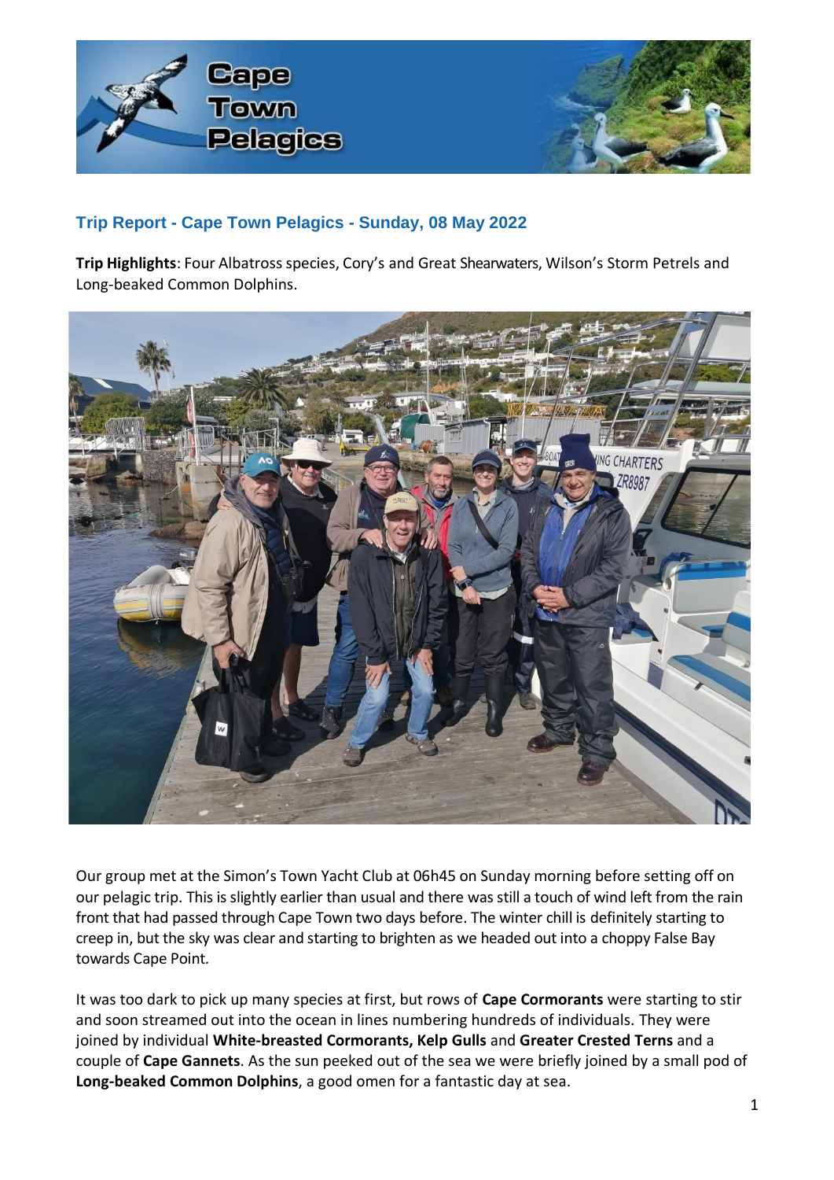## Trip Report - Cape Town Pelagics - Sunday, 08 May 2022

**Trip Highlights**: Four Albatross species, Cory's and Great Shearwaters, Wilson's Storm Petrels and Long-beaked Common Dolphins.

Our group met at the Simon's Town Yacht Club at 06h45 on Sunday morning before setting off on our pelagic trip. This is slightly earlier than usual and there was still a touch of wind left from the rain front that had passed through Cape Town two days before. The winter chill is definitely starting to creep in, but the sky was clear and starting to brighten as we headed out into a choppy False Bay towards Cape Point.

It was too dark to pick up many species at first, but rows of **Cape Cormorants** were starting to stir and soon streamed out into the ocean in lines numbering hundreds of individuals. They were joined by individual **White-breasted Cormorants, Kelp Gulls** and **Greater Crested Terns** and a couple of **Cape Gannets**. As the sun peeked out of the sea we were briefly joined by a small pod of **Long-beaked Common Dolphins**, a good omen for a fantastic day at sea.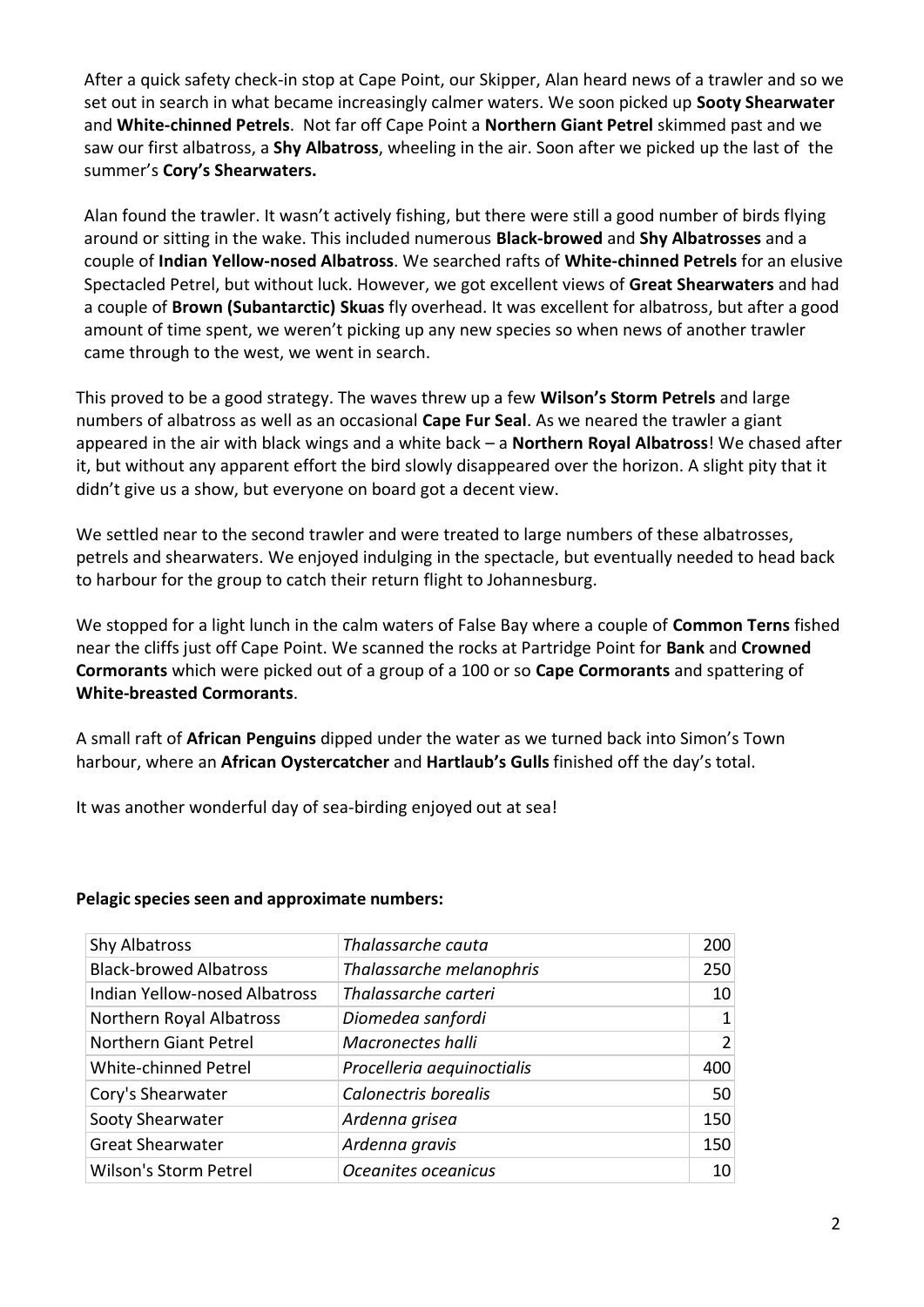After a quick safety check-in stop at Cape Point, our Skipper, Alan heard news of a trawler and so we set out in search in what became increasingly calmer waters. We soon picked up **Sooty Shearwater** and **White-chinned Petrels**. Not far off Cape Point a **Northern Giant Petrel** skimmed past and we saw our first albatross, a **Shy Albatross**, wheeling in the air. Soon after we picked up the last of the summer's **Cory's Shearwaters.**

Alan found the trawler. It wasn't actively fishing, but there were still a good number of birds flying around or sitting in the wake. This included numerous **Black-browed** and **Shy Albatrosses** and a couple of **Indian Yellow-nosed Albatross**. We searched rafts of **White-chinned Petrels** for an elusive Spectacled Petrel, but without luck. However, we got excellent views of **Great Shearwaters** and had a couple of **Brown (Subantarctic) Skuas** fly overhead. It was excellent for albatross, but after a good amount of time spent, we weren't picking up any new species so when news of another trawler came through to the west, we went in search.

This proved to be a good strategy. The waves threw up a few **Wilson's Storm Petrels** and large numbers of albatross as well as an occasional **Cape Fur Seal**. As we neared the trawler a giant appeared in the air with black wings and a white back – a **Northern Royal Albatross**! We chased after it, but without any apparent effort the bird slowly disappeared over the horizon. A slight pity that it didn't give us a show, but everyone on board got a decent view.

We settled near to the second trawler and were treated to large numbers of these albatrosses, petrels and shearwaters. We enjoyed indulging in the spectacle, but eventually needed to head back to harbour for the group to catch their return flight to Johannesburg.

We stopped for a light lunch in the calm waters of False Bay where a couple of **Common Terns** fished near the cliffs just off Cape Point. We scanned the rocks at Partridge Point for **Bank** and **Crowned Cormorants** which were picked out of a group of a 100 or so **Cape Cormorants** and spattering of **White-breasted Cormorants**.

A small raft of **African Penguins** dipped under the water as we turned back into Simon's Town harbour, where an **African Oystercatcher** and **Hartlaub's Gulls** finished off the day's total.

It was another wonderful day of sea-birding enjoyed out at sea!

**Pelagic species seen and approximate numbers:**

| | | |
|---|---|---|
| Shy Albatross | *Thalassarche cauta* | 200 |
| Black-browed Albatross | *Thalassarche melanophris* | 250 |
| Indian Yellow-nosed Albatross | *Thalassarche carteri* | 10 |
| Northern Royal Albatross | *Diomedea sanfordi* | 1 |
| Northern Giant Petrel | *Macronectes halli* | 2 |
| White-chinned Petrel | *Procelleria aequinoctialis* | 400 |
| Cory's Shearwater | *Calonectris borealis* | 50 |
| Sooty Shearwater | *Ardenna grisea* | 150 |
| Great Shearwater | *Ardenna gravis* | 150 |
| Wilson's Storm Petrel | *Oceanites oceanicus* | 10 |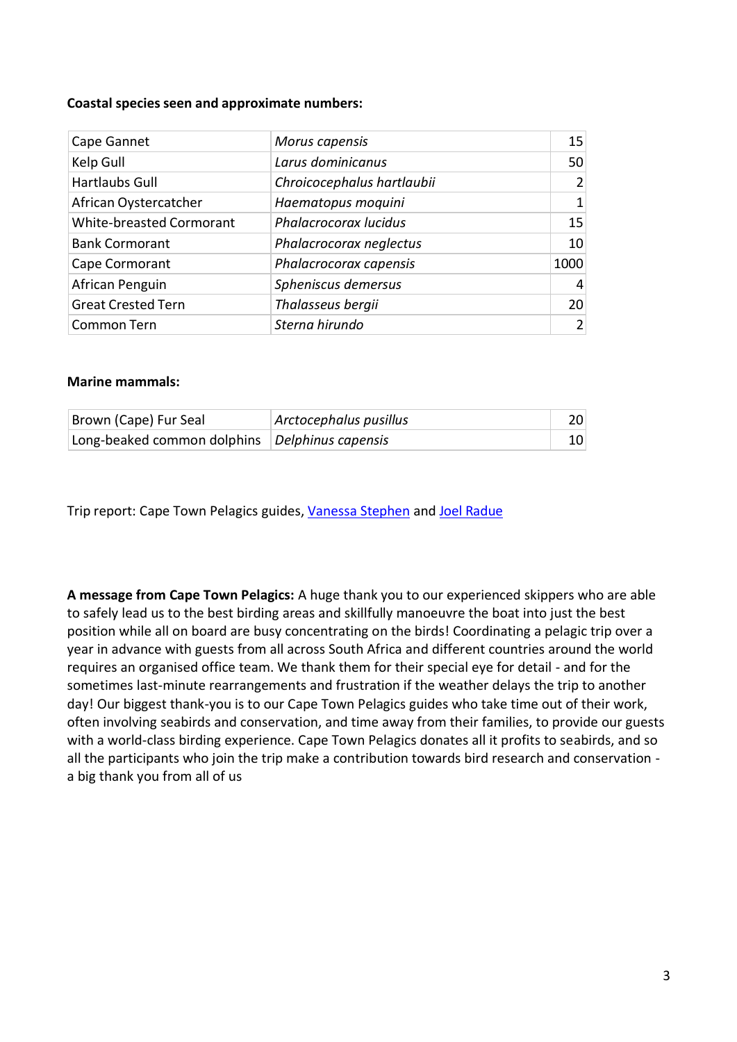**Coastal species seen and approximate numbers:**

| | | |
|---|---|---|
| Cape Gannet | *Morus capensis* | 15 |
| Kelp Gull | *Larus dominicanus* | 50 |
| Hartlaubs Gull | *Chroicocephalus hartlaubii* | 2 |
| African Oystercatcher | *Haematopus moquini* | 1 |
| White-breasted Cormorant | *Phalacrocorax lucidus* | 15 |
| Bank Cormorant | *Phalacrocorax neglectus* | 10 |
| Cape Cormorant | *Phalacrocorax capensis* | 1000 |
| African Penguin | *Spheniscus demersus* | 4 |
| Great Crested Tern | *Thalasseus bergii* | 20 |
| Common Tern | *Sterna hirundo* | 2 |

**Marine mammals:**

| | | |
|---|---|---|
| Brown (Cape) Fur Seal | *Arctocephalus pusillus* | 20 |
| Long-beaked common dolphins | *Delphinus capensis* | 10 |

Trip report: Cape Town Pelagics guides, Vanessa Stephen and Joel Radue

**A message from Cape Town Pelagics:** A huge thank you to our experienced skippers who are able to safely lead us to the best birding areas and skillfully manoeuvre the boat into just the best position while all on board are busy concentrating on the birds! Coordinating a pelagic trip over a year in advance with guests from all across South Africa and different countries around the world requires an organised office team. We thank them for their special eye for detail - and for the sometimes last-minute rearrangements and frustration if the weather delays the trip to another day! Our biggest thank-you is to our Cape Town Pelagics guides who take time out of their work, often involving seabirds and conservation, and time away from their families, to provide our guests with a world-class birding experience. Cape Town Pelagics donates all it profits to seabirds, and so all the participants who join the trip make a contribution towards bird research and conservation - a big thank you from all of us